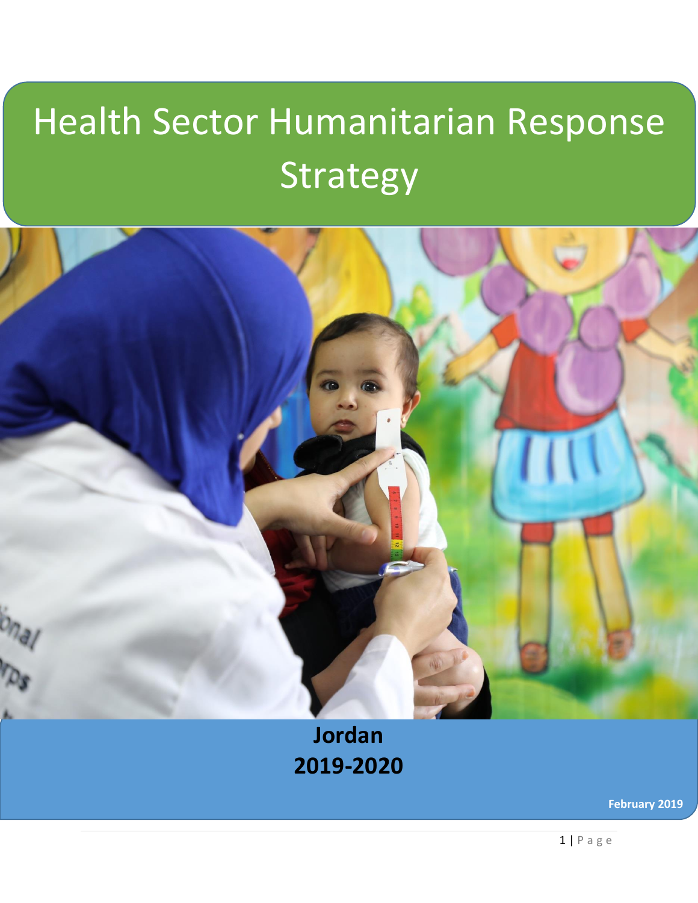# Health Sector Humanitarian Response Strategy

**Jordan**
**2019-2020**

**February 2019**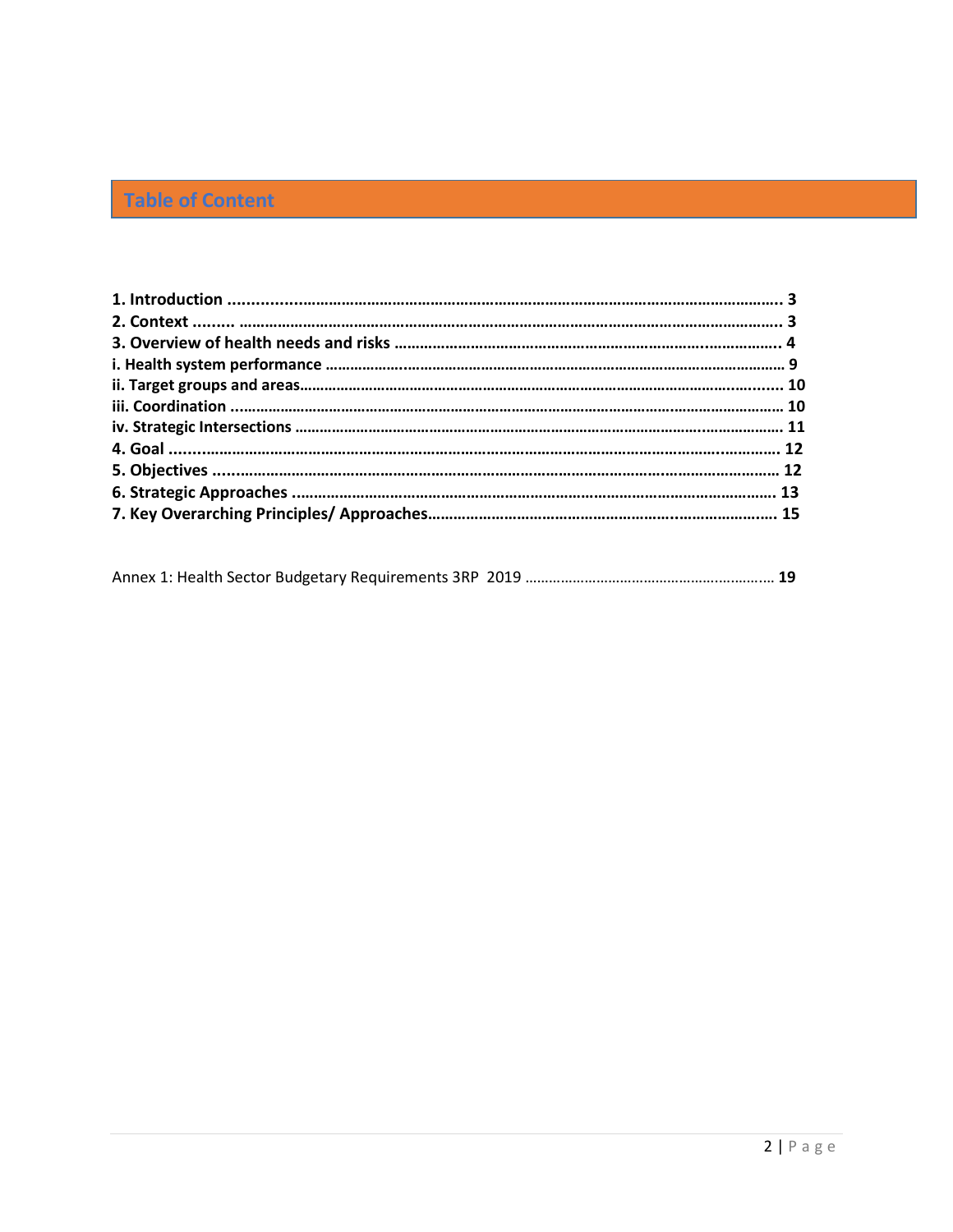## Table of Content

**1. Introduction ... 3**
**2. Context ... 3**
**3. Overview of health needs and risks ... 4**
**i. Health system performance ... 9**
**ii. Target groups and areas ... 10**
**iii. Coordination ... 10**
**iv. Strategic Intersections ... 11**
**4. Goal ... 12**
**5. Objectives ... 12**
**6. Strategic Approaches ... 13**
**7. Key Overarching Principles/ Approaches ... 15**

Annex 1: Health Sector Budgetary Requirements 3RP 2019 ... **19**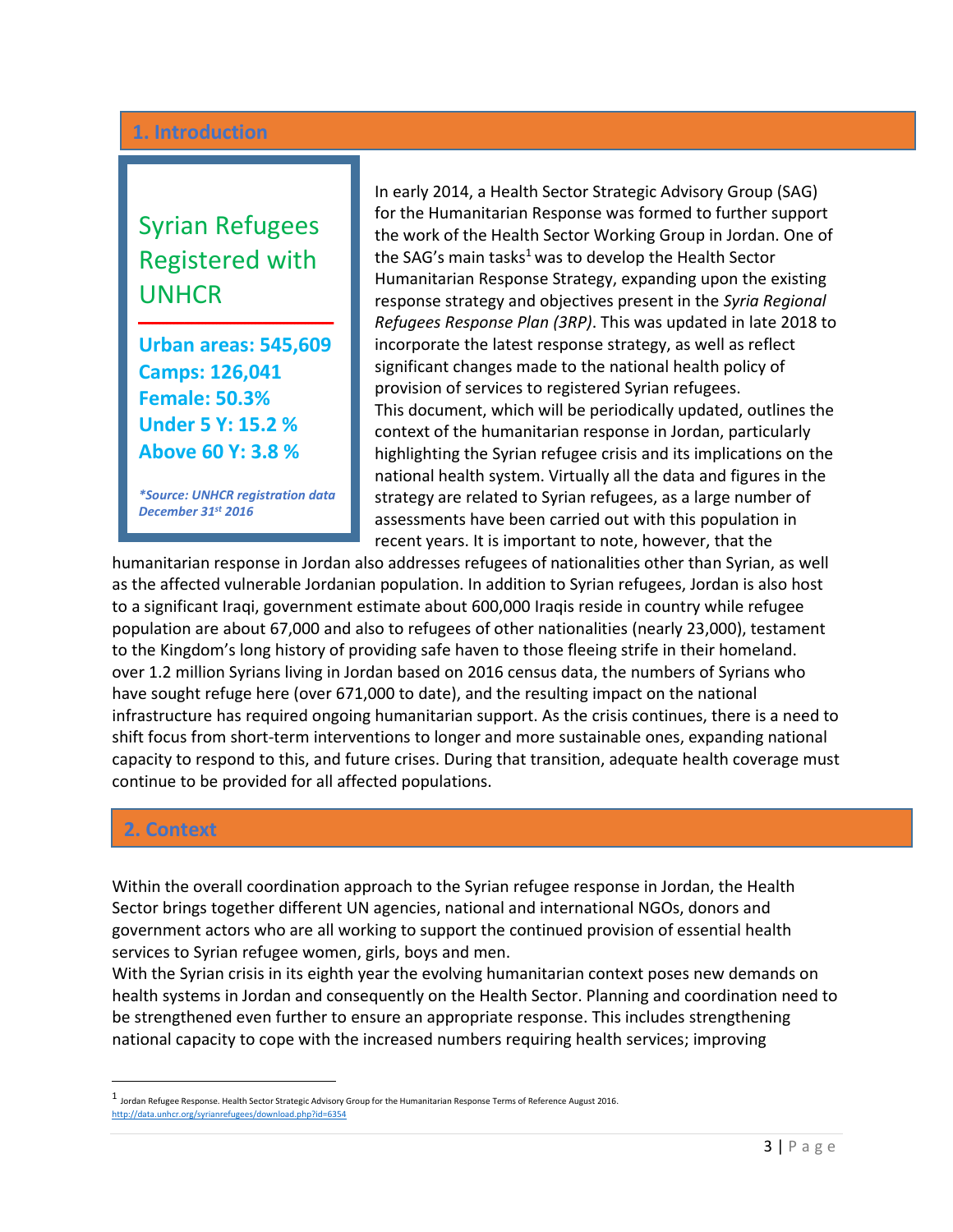## 1. Introduction

**Syrian Refugees Registered with UNHCR**

**Urban areas: 545,609**
**Camps: 126,041**
**Female: 50.3%**
**Under 5 Y: 15.2 %**
**Above 60 Y: 3.8 %**

***Source: UNHCR registration data December 31st 2016***

In early 2014, a Health Sector Strategic Advisory Group (SAG) for the Humanitarian Response was formed to further support the work of the Health Sector Working Group in Jordan. One of the SAG's main tasks[1] was to develop the Health Sector Humanitarian Response Strategy, expanding upon the existing response strategy and objectives present in the *Syria Regional Refugees Response Plan (3RP)*. This was updated in late 2018 to incorporate the latest response strategy, as well as reflect significant changes made to the national health policy of provision of services to registered Syrian refugees.

This document, which will be periodically updated, outlines the context of the humanitarian response in Jordan, particularly highlighting the Syrian refugee crisis and its implications on the national health system. Virtually all the data and figures in the strategy are related to Syrian refugees, as a large number of assessments have been carried out with this population in recent years. It is important to note, however, that the humanitarian response in Jordan also addresses refugees of nationalities other than Syrian, as well as the affected vulnerable Jordanian population. In addition to Syrian refugees, Jordan is also host to a significant Iraqi, government estimate about 600,000 Iraqis reside in country while refugee population are about 67,000 and also to refugees of other nationalities (nearly 23,000), testament to the Kingdom's long history of providing safe haven to those fleeing strife in their homeland. over 1.2 million Syrians living in Jordan based on 2016 census data, the numbers of Syrians who have sought refuge here (over 671,000 to date), and the resulting impact on the national infrastructure has required ongoing humanitarian support. As the crisis continues, there is a need to shift focus from short-term interventions to longer and more sustainable ones, expanding national capacity to respond to this, and future crises. During that transition, adequate health coverage must continue to be provided for all affected populations.

## 2. Context

Within the overall coordination approach to the Syrian refugee response in Jordan, the Health Sector brings together different UN agencies, national and international NGOs, donors and government actors who are all working to support the continued provision of essential health services to Syrian refugee women, girls, boys and men.

With the Syrian crisis in its eighth year the evolving humanitarian context poses new demands on health systems in Jordan and consequently on the Health Sector. Planning and coordination need to be strengthened even further to ensure an appropriate response. This includes strengthening national capacity to cope with the increased numbers requiring health services; improving

---

[1] Jordan Refugee Response. Health Sector Strategic Advisory Group for the Humanitarian Response Terms of Reference August 2016. http://data.unhcr.org/syrianrefugees/download.php?id=6354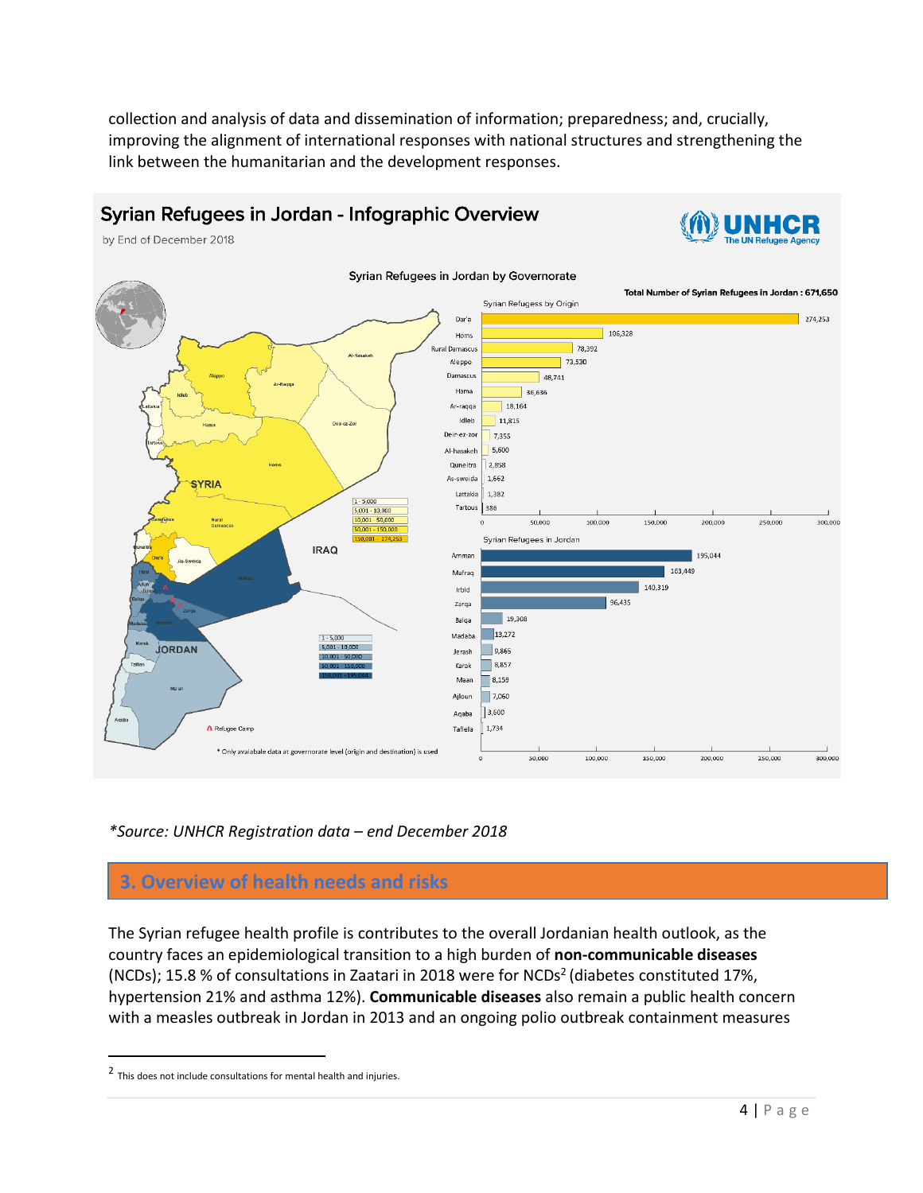collection and analysis of data and dissemination of information; preparedness; and, crucially, improving the alignment of international responses with national structures and strengthening the link between the humanitarian and the development responses.

**Syrian Refugees in Jordan - Infographic Overview**

by End of December 2018

Syrian Refugees in Jordan by Governorate

Total Number of Syrian Refugees in Jordan : 671,650

Syrian Refugess by Origin

| Origin | Number |
|---|---|
| Dar'a | 274,253 |
| Homs | 106,328 |
| Rural Damascus | 78,392 |
| Aleppo | 73,530 |
| Damascus | 48,741 |
| Hama | 36,636 |
| Ar-raqqa | 18,164 |
| Idleb | 11,815 |
| Deir-ez-zor | 7,355 |
| Al-hasakeh | 5,600 |
| Quneitra | 2,858 |
| As-sweida | 1,662 |
| Lattakia | 1,382 |
| Tartous | 386 |

Syrian Refugees in Jordan

| Governorate | Number |
|---|---|
| Amman | 195,044 |
| Mafraq | 163,449 |
| Irbid | 140,319 |
| Zarqa | 96,435 |
| Balqa | 19,308 |
| Madaba | 13,272 |
| Jerash | 9,865 |
| Karak | 8,857 |
| Maan | 8,159 |
| Ajloun | 7,060 |
| Aqaba | 3,600 |
| Tafiela | 1,734 |

* Only avaialbale data at governorate level (origin and destination) is used

*\*Source: UNHCR Registration data – end December 2018*

## 3. Overview of health needs and risks

The Syrian refugee health profile is contributes to the overall Jordanian health outlook, as the country faces an epidemiological transition to a high burden of **non-communicable diseases** (NCDs); 15.8 % of consultations in Zaatari in 2018 were for NCDs[2] (diabetes constituted 17%, hypertension 21% and asthma 12%). **Communicable diseases** also remain a public health concern with a measles outbreak in Jordan in 2013 and an ongoing polio outbreak containment measures

[2] This does not include consultations for mental health and injuries.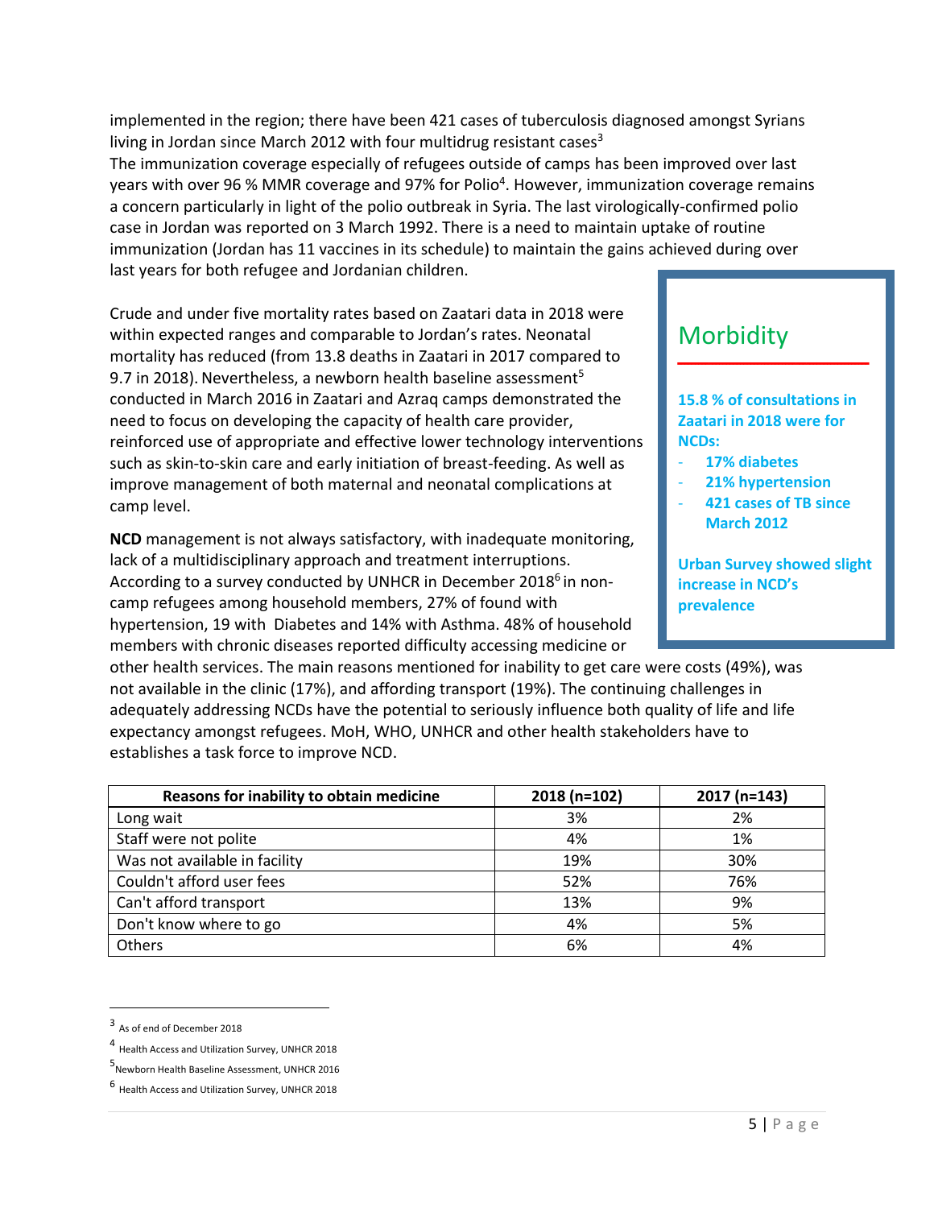implemented in the region; there have been 421 cases of tuberculosis diagnosed amongst Syrians living in Jordan since March 2012 with four multidrug resistant cases[3]

The immunization coverage especially of refugees outside of camps has been improved over last years with over 96 % MMR coverage and 97% for Polio[4]. However, immunization coverage remains a concern particularly in light of the polio outbreak in Syria. The last virologically-confirmed polio case in Jordan was reported on 3 March 1992. There is a need to maintain uptake of routine immunization (Jordan has 11 vaccines in its schedule) to maintain the gains achieved during over last years for both refugee and Jordanian children.

Crude and under five mortality rates based on Zaatari data in 2018 were within expected ranges and comparable to Jordan's rates. Neonatal mortality has reduced (from 13.8 deaths in Zaatari in 2017 compared to 9.7 in 2018). Nevertheless, a newborn health baseline assessment[5] conducted in March 2016 in Zaatari and Azraq camps demonstrated the need to focus on developing the capacity of health care provider, reinforced use of appropriate and effective lower technology interventions such as skin-to-skin care and early initiation of breast-feeding. As well as improve management of both maternal and neonatal complications at camp level.

> ## Morbidity
>
> **15.8 % of consultations in Zaatari in 2018 were for NCDs:**
>
> - **17% diabetes**
> - **21% hypertension**
> - **421 cases of TB since March 2012**
>
> **Urban Survey showed slight increase in NCD's prevalence**

**NCD** management is not always satisfactory, with inadequate monitoring, lack of a multidisciplinary approach and treatment interruptions. According to a survey conducted by UNHCR in December 2018[6] in non-camp refugees among household members, 27% of found with hypertension, 19 with Diabetes and 14% with Asthma. 48% of household members with chronic diseases reported difficulty accessing medicine or other health services. The main reasons mentioned for inability to get care were costs (49%), was not available in the clinic (17%), and affording transport (19%). The continuing challenges in adequately addressing NCDs have the potential to seriously influence both quality of life and life expectancy amongst refugees. MoH, WHO, UNHCR and other health stakeholders have to establishes a task force to improve NCD.

| Reasons for inability to obtain medicine | 2018 (n=102) | 2017 (n=143) |
|---|---|---|
| Long wait | 3% | 2% |
| Staff were not polite | 4% | 1% |
| Was not available in facility | 19% | 30% |
| Couldn't afford user fees | 52% | 76% |
| Can't afford transport | 13% | 9% |
| Don't know where to go | 4% | 5% |
| Others | 6% | 4% |

---

[3] As of end of December 2018

[4] Health Access and Utilization Survey, UNHCR 2018

[5] Newborn Health Baseline Assessment, UNHCR 2016

[6] Health Access and Utilization Survey, UNHCR 2018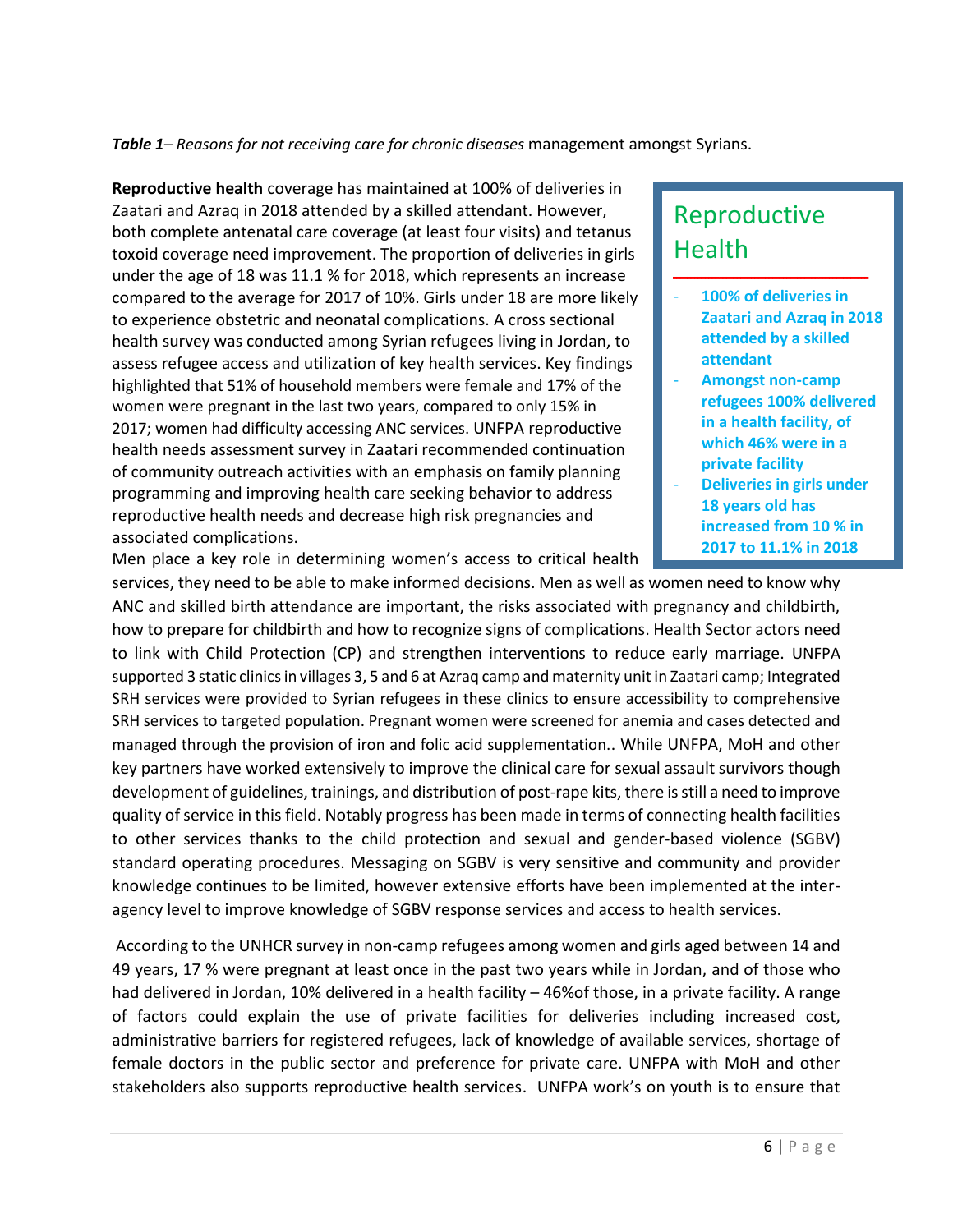***Table 1*** *– Reasons for not receiving care for chronic diseases* management amongst Syrians.

> ## Reproductive Health
>
> - **100% of deliveries in Zaatari and Azraq in 2018 attended by a skilled attendant**
> - **Amongst non-camp refugees 100% delivered in a health facility, of which 46% were in a private facility**
> - **Deliveries in girls under 18 years old has increased from 10 % in 2017 to 11.1% in 2018**

**Reproductive health** coverage has maintained at 100% of deliveries in Zaatari and Azraq in 2018 attended by a skilled attendant. However, both complete antenatal care coverage (at least four visits) and tetanus toxoid coverage need improvement. The proportion of deliveries in girls under the age of 18 was 11.1 % for 2018, which represents an increase compared to the average for 2017 of 10%. Girls under 18 are more likely to experience obstetric and neonatal complications. A cross sectional health survey was conducted among Syrian refugees living in Jordan, to assess refugee access and utilization of key health services. Key findings highlighted that 51% of household members were female and 17% of the women were pregnant in the last two years, compared to only 15% in 2017; women had difficulty accessing ANC services. UNFPA reproductive health needs assessment survey in Zaatari recommended continuation of community outreach activities with an emphasis on family planning programming and improving health care seeking behavior to address reproductive health needs and decrease high risk pregnancies and associated complications.

Men place a key role in determining women's access to critical health services, they need to be able to make informed decisions. Men as well as women need to know why ANC and skilled birth attendance are important, the risks associated with pregnancy and childbirth, how to prepare for childbirth and how to recognize signs of complications. Health Sector actors need to link with Child Protection (CP) and strengthen interventions to reduce early marriage. UNFPA supported 3 static clinics in villages 3, 5 and 6 at Azraq camp and maternity unit in Zaatari camp; Integrated SRH services were provided to Syrian refugees in these clinics to ensure accessibility to comprehensive SRH services to targeted population. Pregnant women were screened for anemia and cases detected and managed through the provision of iron and folic acid supplementation.. While UNFPA, MoH and other key partners have worked extensively to improve the clinical care for sexual assault survivors though development of guidelines, trainings, and distribution of post-rape kits, there is still a need to improve quality of service in this field. Notably progress has been made in terms of connecting health facilities to other services thanks to the child protection and sexual and gender-based violence (SGBV) standard operating procedures. Messaging on SGBV is very sensitive and community and provider knowledge continues to be limited, however extensive efforts have been implemented at the inter-agency level to improve knowledge of SGBV response services and access to health services.

According to the UNHCR survey in non-camp refugees among women and girls aged between 14 and 49 years, 17 % were pregnant at least once in the past two years while in Jordan, and of those who had delivered in Jordan, 10% delivered in a health facility – 46%of those, in a private facility. A range of factors could explain the use of private facilities for deliveries including increased cost, administrative barriers for registered refugees, lack of knowledge of available services, shortage of female doctors in the public sector and preference for private care. UNFPA with MoH and other stakeholders also supports reproductive health services. UNFPA work's on youth is to ensure that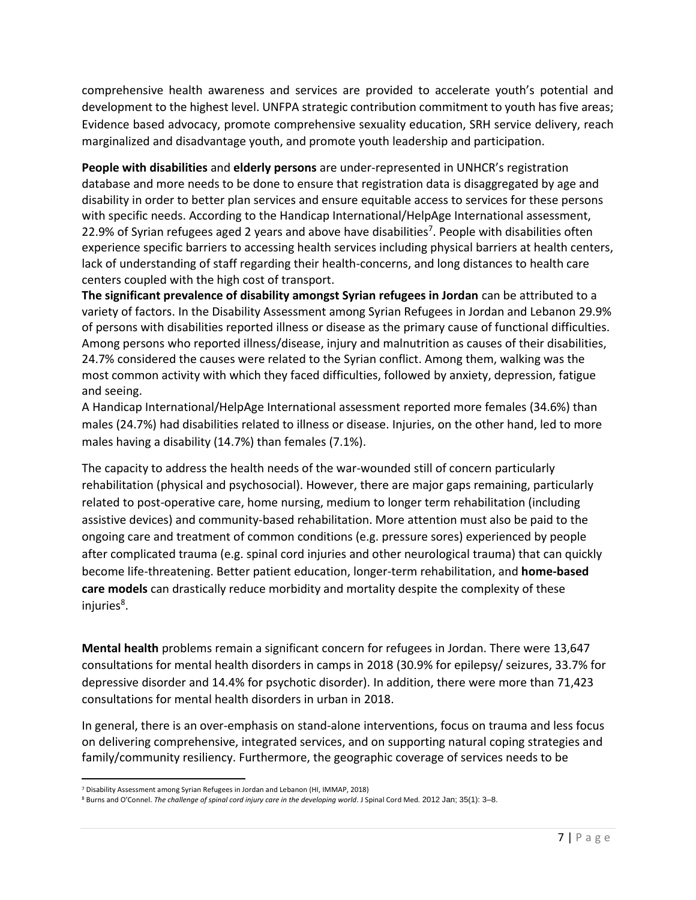comprehensive health awareness and services are provided to accelerate youth's potential and development to the highest level. UNFPA strategic contribution commitment to youth has five areas; Evidence based advocacy, promote comprehensive sexuality education, SRH service delivery, reach marginalized and disadvantage youth, and promote youth leadership and participation.

**People with disabilities** and **elderly persons** are under-represented in UNHCR's registration database and more needs to be done to ensure that registration data is disaggregated by age and disability in order to better plan services and ensure equitable access to services for these persons with specific needs. According to the Handicap International/HelpAge International assessment, 22.9% of Syrian refugees aged 2 years and above have disabilities[7]. People with disabilities often experience specific barriers to accessing health services including physical barriers at health centers, lack of understanding of staff regarding their health-concerns, and long distances to health care centers coupled with the high cost of transport.

**The significant prevalence of disability amongst Syrian refugees in Jordan** can be attributed to a variety of factors. In the Disability Assessment among Syrian Refugees in Jordan and Lebanon 29.9% of persons with disabilities reported illness or disease as the primary cause of functional difficulties. Among persons who reported illness/disease, injury and malnutrition as causes of their disabilities, 24.7% considered the causes were related to the Syrian conflict. Among them, walking was the most common activity with which they faced difficulties, followed by anxiety, depression, fatigue and seeing.

A Handicap International/HelpAge International assessment reported more females (34.6%) than males (24.7%) had disabilities related to illness or disease. Injuries, on the other hand, led to more males having a disability (14.7%) than females (7.1%).

The capacity to address the health needs of the war-wounded still of concern particularly rehabilitation (physical and psychosocial). However, there are major gaps remaining, particularly related to post-operative care, home nursing, medium to longer term rehabilitation (including assistive devices) and community-based rehabilitation. More attention must also be paid to the ongoing care and treatment of common conditions (e.g. pressure sores) experienced by people after complicated trauma (e.g. spinal cord injuries and other neurological trauma) that can quickly become life-threatening. Better patient education, longer-term rehabilitation, and **home-based care models** can drastically reduce morbidity and mortality despite the complexity of these injuries[8].

**Mental health** problems remain a significant concern for refugees in Jordan. There were 13,647 consultations for mental health disorders in camps in 2018 (30.9% for epilepsy/ seizures, 33.7% for depressive disorder and 14.4% for psychotic disorder). In addition, there were more than 71,423 consultations for mental health disorders in urban in 2018.

In general, there is an over-emphasis on stand-alone interventions, focus on trauma and less focus on delivering comprehensive, integrated services, and on supporting natural coping strategies and family/community resiliency. Furthermore, the geographic coverage of services needs to be

---

[7] Disability Assessment among Syrian Refugees in Jordan and Lebanon (HI, IMMAP, 2018)

[8] Burns and O'Connel. *The challenge of spinal cord injury care in the developing world*. J Spinal Cord Med. 2012 Jan; 35(1): 3–8.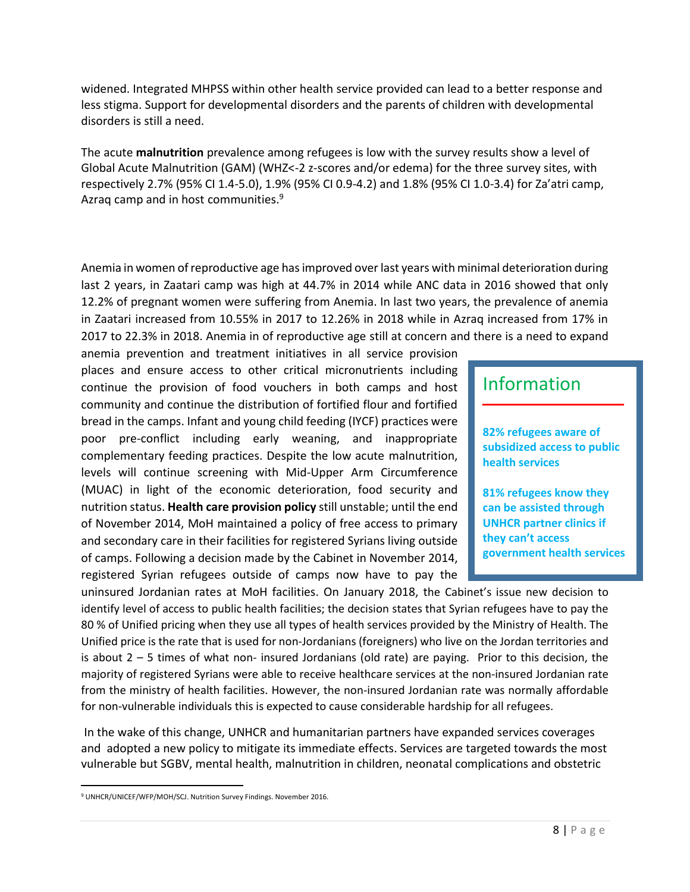widened. Integrated MHPSS within other health service provided can lead to a better response and less stigma. Support for developmental disorders and the parents of children with developmental disorders is still a need.

The acute **malnutrition** prevalence among refugees is low with the survey results show a level of Global Acute Malnutrition (GAM) (WHZ<-2 z-scores and/or edema) for the three survey sites, with respectively 2.7% (95% CI 1.4-5.0), 1.9% (95% CI 0.9-4.2) and 1.8% (95% CI 1.0-3.4) for Za'atri camp, Azraq camp and in host communities.[9]

Anemia in women of reproductive age has improved over last years with minimal deterioration during last 2 years, in Zaatari camp was high at 44.7% in 2014 while ANC data in 2016 showed that only 12.2% of pregnant women were suffering from Anemia. In last two years, the prevalence of anemia in Zaatari increased from 10.55% in 2017 to 12.26% in 2018 while in Azraq increased from 17% in 2017 to 22.3% in 2018. Anemia in of reproductive age still at concern and there is a need to expand anemia prevention and treatment initiatives in all service provision places and ensure access to other critical micronutrients including continue the provision of food vouchers in both camps and host community and continue the distribution of fortified flour and fortified bread in the camps. Infant and young child feeding (IYCF) practices were poor pre-conflict including early weaning, and inappropriate complementary feeding practices. Despite the low acute malnutrition, levels will continue screening with Mid-Upper Arm Circumference (MUAC) in light of the economic deterioration, food security and nutrition status. **Health care provision policy** still unstable; until the end of November 2014, MoH maintained a policy of free access to primary and secondary care in their facilities for registered Syrians living outside of camps. Following a decision made by the Cabinet in November 2014, registered Syrian refugees outside of camps now have to pay the uninsured Jordanian rates at MoH facilities. On January 2018, the Cabinet's issue new decision to identify level of access to public health facilities; the decision states that Syrian refugees have to pay the 80 % of Unified pricing when they use all types of health services provided by the Ministry of Health. The Unified price is the rate that is used for non-Jordanians (foreigners) who live on the Jordan territories and is about 2 – 5 times of what non- insured Jordanians (old rate) are paying. Prior to this decision, the majority of registered Syrians were able to receive healthcare services at the non-insured Jordanian rate from the ministry of health facilities. However, the non-insured Jordanian rate was normally affordable for non-vulnerable individuals this is expected to cause considerable hardship for all refugees.

> **Information**
>
> **82% refugees aware of subsidized access to public health services**
>
> **81% refugees know they can be assisted through UNHCR partner clinics if they can't access government health services**

In the wake of this change, UNHCR and humanitarian partners have expanded services coverages and adopted a new policy to mitigate its immediate effects. Services are targeted towards the most vulnerable but SGBV, mental health, malnutrition in children, neonatal complications and obstetric

[9] UNHCR/UNICEF/WFP/MOH/SCJ. Nutrition Survey Findings. November 2016.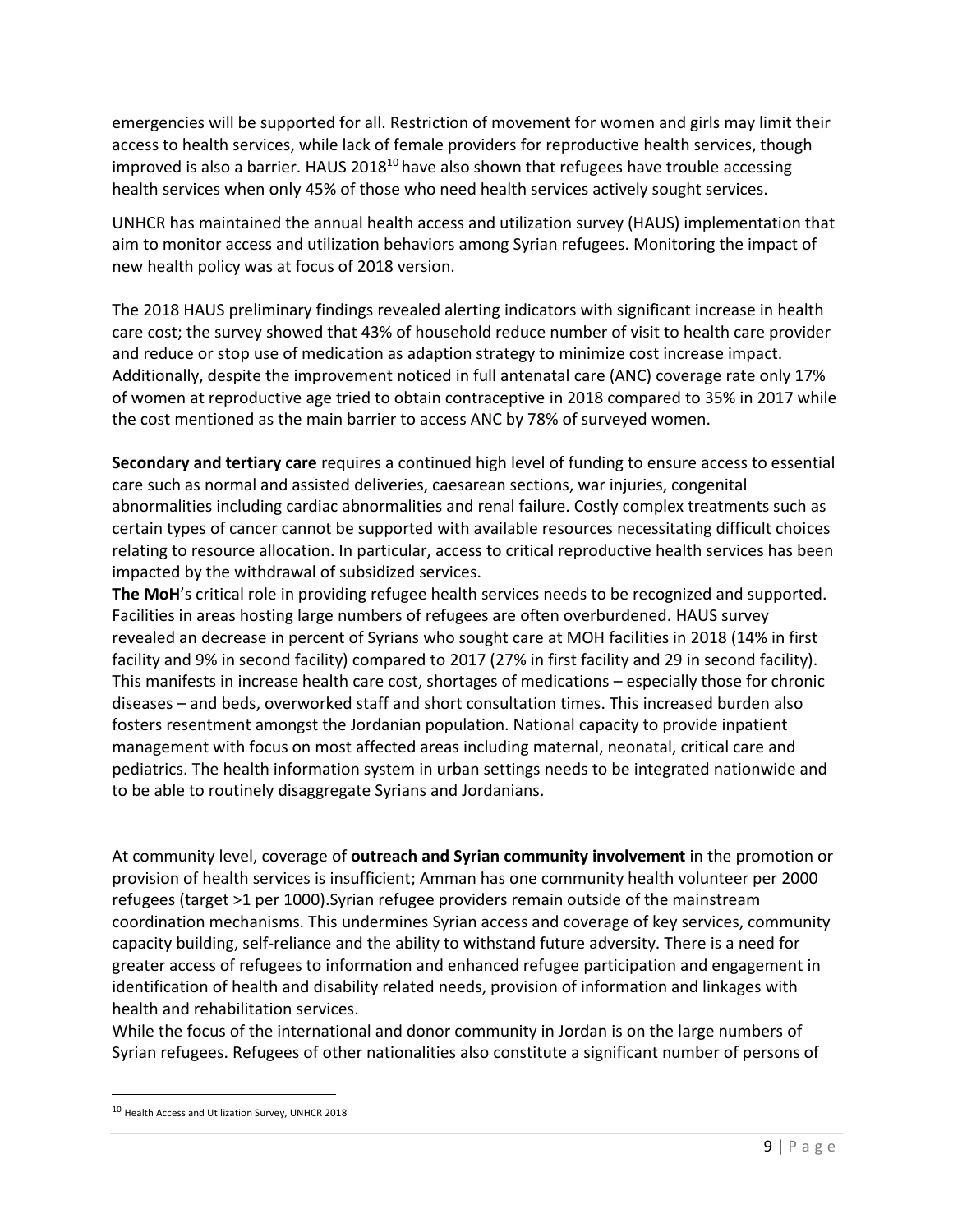emergencies will be supported for all. Restriction of movement for women and girls may limit their access to health services, while lack of female providers for reproductive health services, though improved is also a barrier. HAUS 2018[10] have also shown that refugees have trouble accessing health services when only 45% of those who need health services actively sought services.

UNHCR has maintained the annual health access and utilization survey (HAUS) implementation that aim to monitor access and utilization behaviors among Syrian refugees. Monitoring the impact of new health policy was at focus of 2018 version.

The 2018 HAUS preliminary findings revealed alerting indicators with significant increase in health care cost; the survey showed that 43% of household reduce number of visit to health care provider and reduce or stop use of medication as adaption strategy to minimize cost increase impact. Additionally, despite the improvement noticed in full antenatal care (ANC) coverage rate only 17% of women at reproductive age tried to obtain contraceptive in 2018 compared to 35% in 2017 while the cost mentioned as the main barrier to access ANC by 78% of surveyed women.

**Secondary and tertiary care** requires a continued high level of funding to ensure access to essential care such as normal and assisted deliveries, caesarean sections, war injuries, congenital abnormalities including cardiac abnormalities and renal failure. Costly complex treatments such as certain types of cancer cannot be supported with available resources necessitating difficult choices relating to resource allocation. In particular, access to critical reproductive health services has been impacted by the withdrawal of subsidized services.

**The MoH**'s critical role in providing refugee health services needs to be recognized and supported. Facilities in areas hosting large numbers of refugees are often overburdened. HAUS survey revealed an decrease in percent of Syrians who sought care at MOH facilities in 2018 (14% in first facility and 9% in second facility) compared to 2017 (27% in first facility and 29 in second facility). This manifests in increase health care cost, shortages of medications – especially those for chronic diseases – and beds, overworked staff and short consultation times. This increased burden also fosters resentment amongst the Jordanian population. National capacity to provide inpatient management with focus on most affected areas including maternal, neonatal, critical care and pediatrics. The health information system in urban settings needs to be integrated nationwide and to be able to routinely disaggregate Syrians and Jordanians.

At community level, coverage of **outreach and Syrian community involvement** in the promotion or provision of health services is insufficient; Amman has one community health volunteer per 2000 refugees (target >1 per 1000).Syrian refugee providers remain outside of the mainstream coordination mechanisms. This undermines Syrian access and coverage of key services, community capacity building, self-reliance and the ability to withstand future adversity. There is a need for greater access of refugees to information and enhanced refugee participation and engagement in identification of health and disability related needs, provision of information and linkages with health and rehabilitation services.

While the focus of the international and donor community in Jordan is on the large numbers of Syrian refugees. Refugees of other nationalities also constitute a significant number of persons of

[10] Health Access and Utilization Survey, UNHCR 2018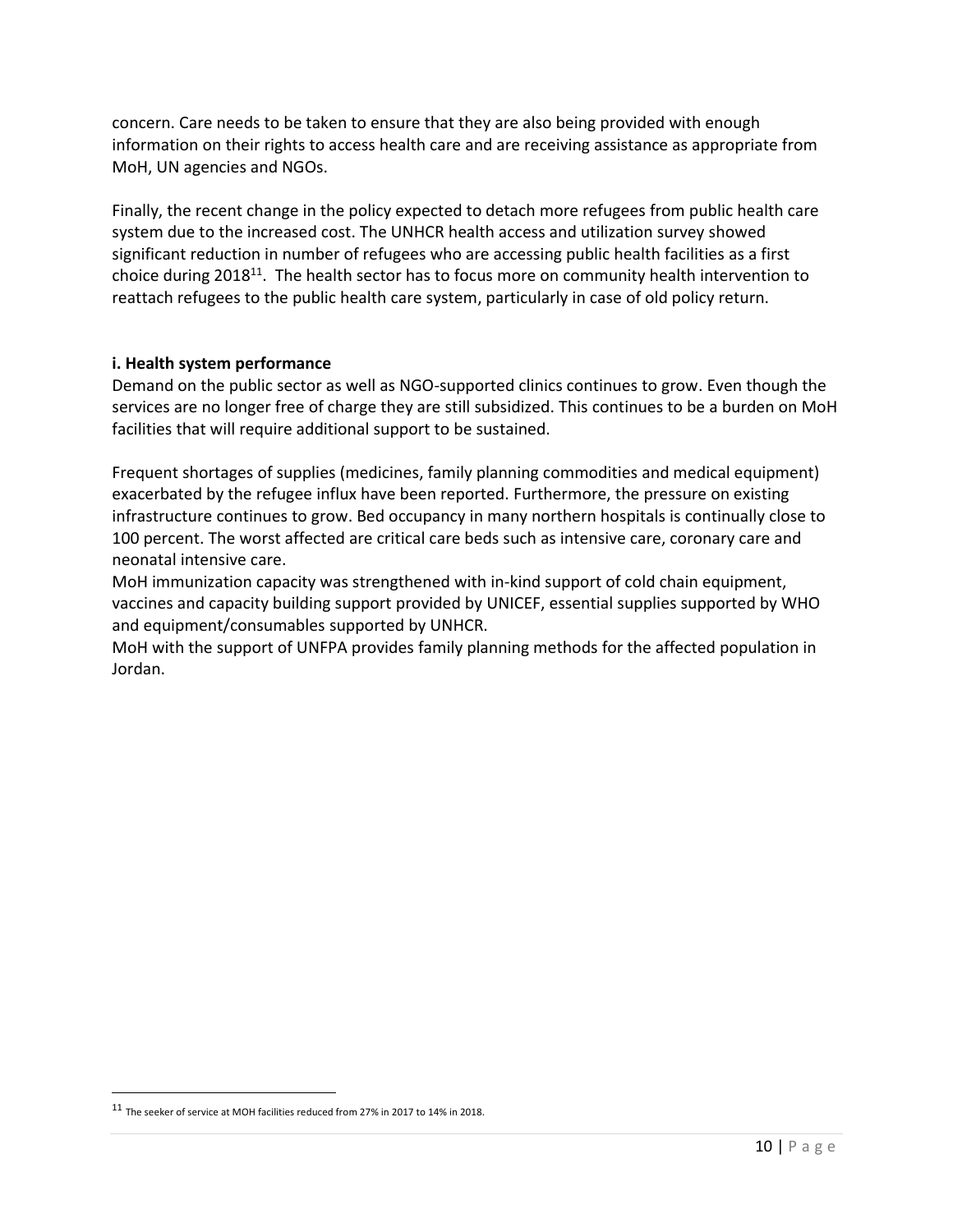concern. Care needs to be taken to ensure that they are also being provided with enough information on their rights to access health care and are receiving assistance as appropriate from MoH, UN agencies and NGOs.

Finally, the recent change in the policy expected to detach more refugees from public health care system due to the increased cost. The UNHCR health access and utilization survey showed significant reduction in number of refugees who are accessing public health facilities as a first choice during 2018[11]. The health sector has to focus more on community health intervention to reattach refugees to the public health care system, particularly in case of old policy return.

**i. Health system performance**

Demand on the public sector as well as NGO-supported clinics continues to grow. Even though the services are no longer free of charge they are still subsidized. This continues to be a burden on MoH facilities that will require additional support to be sustained.

Frequent shortages of supplies (medicines, family planning commodities and medical equipment) exacerbated by the refugee influx have been reported. Furthermore, the pressure on existing infrastructure continues to grow. Bed occupancy in many northern hospitals is continually close to 100 percent. The worst affected are critical care beds such as intensive care, coronary care and neonatal intensive care.

MoH immunization capacity was strengthened with in-kind support of cold chain equipment, vaccines and capacity building support provided by UNICEF, essential supplies supported by WHO and equipment/consumables supported by UNHCR.

MoH with the support of UNFPA provides family planning methods for the affected population in Jordan.

---

[11] The seeker of service at MOH facilities reduced from 27% in 2017 to 14% in 2018.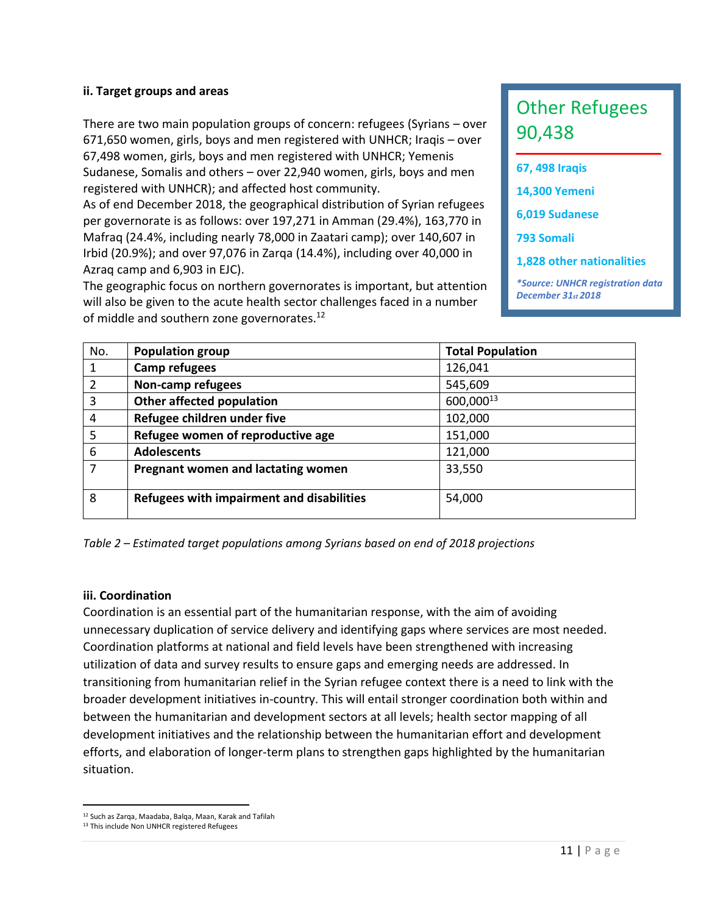#### ii. Target groups and areas

There are two main population groups of concern: refugees (Syrians – over 671,650 women, girls, boys and men registered with UNHCR; Iraqis – over 67,498 women, girls, boys and men registered with UNHCR; Yemenis Sudanese, Somalis and others – over 22,940 women, girls, boys and men registered with UNHCR); and affected host community.

As of end December 2018, the geographical distribution of Syrian refugees per governorate is as follows: over 197,271 in Amman (29.4%), 163,770 in Mafraq (24.4%, including nearly 78,000 in Zaatari camp); over 140,607 in Irbid (20.9%); and over 97,076 in Zarqa (14.4%), including over 40,000 in Azraq camp and 6,903 in EJC).

The geographic focus on northern governorates is important, but attention will also be given to the acute health sector challenges faced in a number of middle and southern zone governorates.[12]

> **Other Refugees 90,438**
>
> **67, 498 Iraqis**
>
> **14,300 Yemeni**
>
> **6,019 Sudanese**
>
> **793 Somali**
>
> **1,828 other nationalities**
>
> ***Source: UNHCR registration data December 31st 2018***

| No. | Population group | Total Population |
|---|---|---|
| 1 | **Camp refugees** | 126,041 |
| 2 | **Non-camp refugees** | 545,609 |
| 3 | **Other affected population** | 600,000[13] |
| 4 | **Refugee children under five** | 102,000 |
| 5 | **Refugee women of reproductive age** | 151,000 |
| 6 | **Adolescents** | 121,000 |
| 7 | **Pregnant women and lactating women** | 33,550 |
| 8 | **Refugees with impairment and disabilities** | 54,000 |

*Table 2 – Estimated target populations among Syrians based on end of 2018 projections*

#### iii. Coordination

Coordination is an essential part of the humanitarian response, with the aim of avoiding unnecessary duplication of service delivery and identifying gaps where services are most needed. Coordination platforms at national and field levels have been strengthened with increasing utilization of data and survey results to ensure gaps and emerging needs are addressed. In transitioning from humanitarian relief in the Syrian refugee context there is a need to link with the broader development initiatives in-country. This will entail stronger coordination both within and between the humanitarian and development sectors at all levels; health sector mapping of all development initiatives and the relationship between the humanitarian effort and development efforts, and elaboration of longer-term plans to strengthen gaps highlighted by the humanitarian situation.

---

[12] Such as Zarqa, Maadaba, Balqa, Maan, Karak and Tafilah

[13] This include Non UNHCR registered Refugees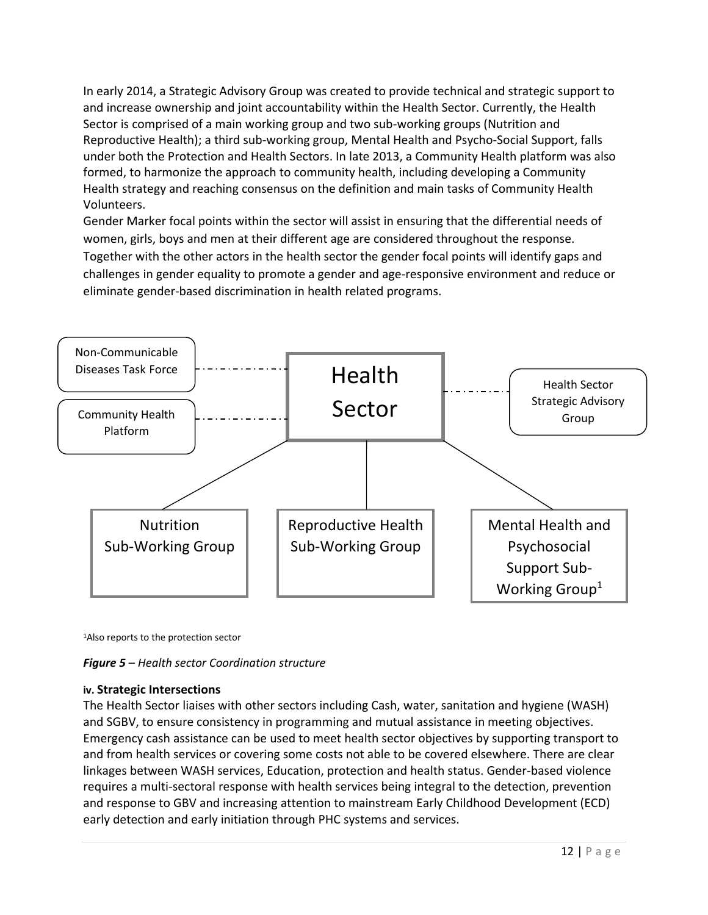In early 2014, a Strategic Advisory Group was created to provide technical and strategic support to and increase ownership and joint accountability within the Health Sector. Currently, the Health Sector is comprised of a main working group and two sub-working groups (Nutrition and Reproductive Health); a third sub-working group, Mental Health and Psycho-Social Support, falls under both the Protection and Health Sectors. In late 2013, a Community Health platform was also formed, to harmonize the approach to community health, including developing a Community Health strategy and reaching consensus on the definition and main tasks of Community Health Volunteers.

Gender Marker focal points within the sector will assist in ensuring that the differential needs of women, girls, boys and men at their different age are considered throughout the response. Together with the other actors in the health sector the gender focal points will identify gaps and challenges in gender equality to promote a gender and age-responsive environment and reduce or eliminate gender-based discrimination in health related programs.

Non-Communicable Diseases Task Force

Community Health Platform

Health Sector

Health Sector Strategic Advisory Group

Nutrition Sub-Working Group

Reproductive Health Sub-Working Group

Mental Health and Psychosocial Support Sub-Working Group[1]

[1]Also reports to the protection sector

***Figure 5*** *– Health sector Coordination structure*

#### iv. Strategic Intersections

The Health Sector liaises with other sectors including Cash, water, sanitation and hygiene (WASH) and SGBV, to ensure consistency in programming and mutual assistance in meeting objectives. Emergency cash assistance can be used to meet health sector objectives by supporting transport to and from health services or covering some costs not able to be covered elsewhere. There are clear linkages between WASH services, Education, protection and health status. Gender-based violence requires a multi-sectoral response with health services being integral to the detection, prevention and response to GBV and increasing attention to mainstream Early Childhood Development (ECD) early detection and early initiation through PHC systems and services.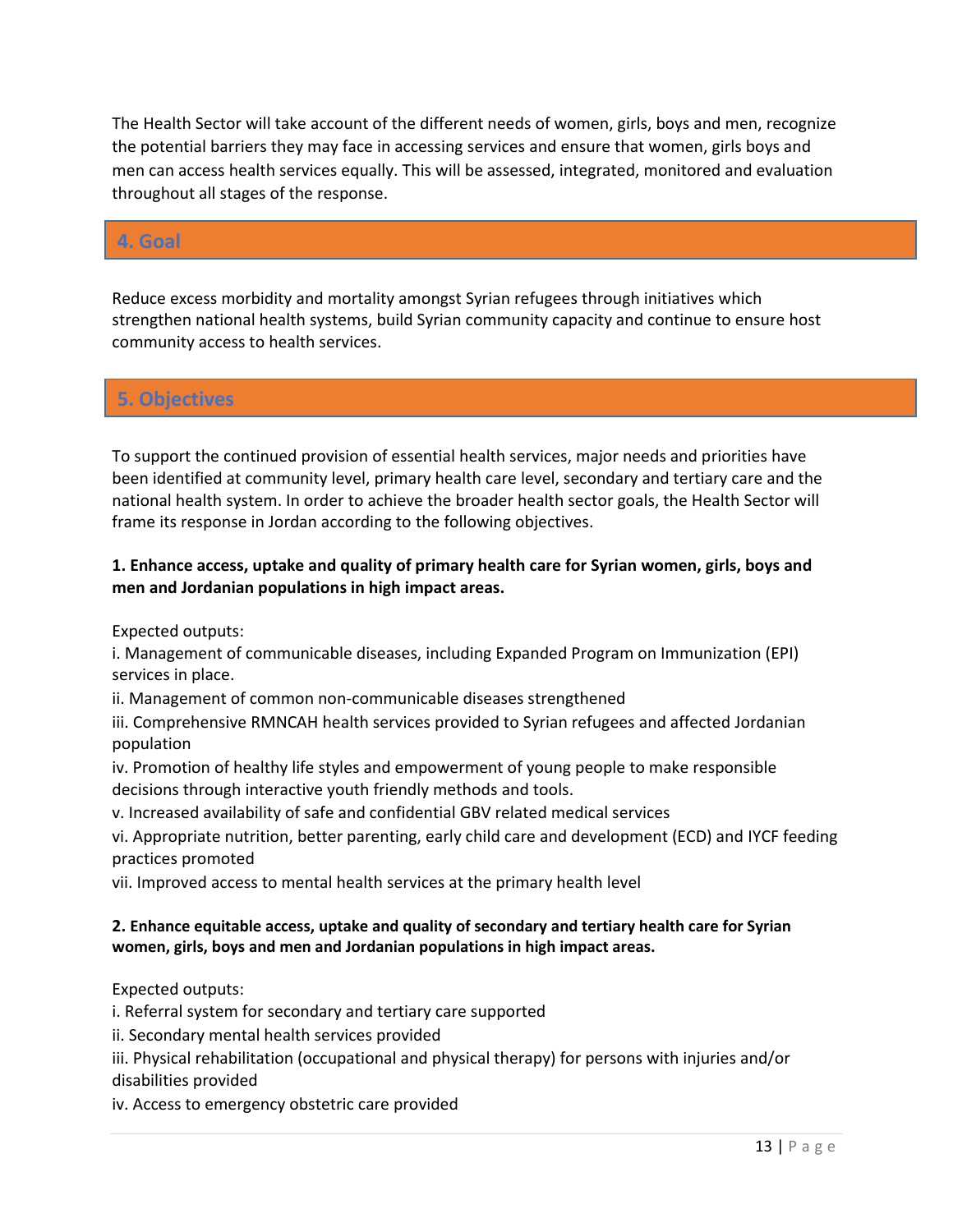The Health Sector will take account of the different needs of women, girls, boys and men, recognize the potential barriers they may face in accessing services and ensure that women, girls boys and men can access health services equally. This will be assessed, integrated, monitored and evaluation throughout all stages of the response.

## 4. Goal

Reduce excess morbidity and mortality amongst Syrian refugees through initiatives which strengthen national health systems, build Syrian community capacity and continue to ensure host community access to health services.

## 5. Objectives

To support the continued provision of essential health services, major needs and priorities have been identified at community level, primary health care level, secondary and tertiary care and the national health system. In order to achieve the broader health sector goals, the Health Sector will frame its response in Jordan according to the following objectives.

**1. Enhance access, uptake and quality of primary health care for Syrian women, girls, boys and men and Jordanian populations in high impact areas.**

Expected outputs:

i. Management of communicable diseases, including Expanded Program on Immunization (EPI) services in place.

ii. Management of common non-communicable diseases strengthened

iii. Comprehensive RMNCAH health services provided to Syrian refugees and affected Jordanian population

iv. Promotion of healthy life styles and empowerment of young people to make responsible decisions through interactive youth friendly methods and tools.

v. Increased availability of safe and confidential GBV related medical services

vi. Appropriate nutrition, better parenting, early child care and development (ECD) and IYCF feeding practices promoted

vii. Improved access to mental health services at the primary health level

**2. Enhance equitable access, uptake and quality of secondary and tertiary health care for Syrian women, girls, boys and men and Jordanian populations in high impact areas.**

Expected outputs:

i. Referral system for secondary and tertiary care supported

ii. Secondary mental health services provided

iii. Physical rehabilitation (occupational and physical therapy) for persons with injuries and/or disabilities provided

iv. Access to emergency obstetric care provided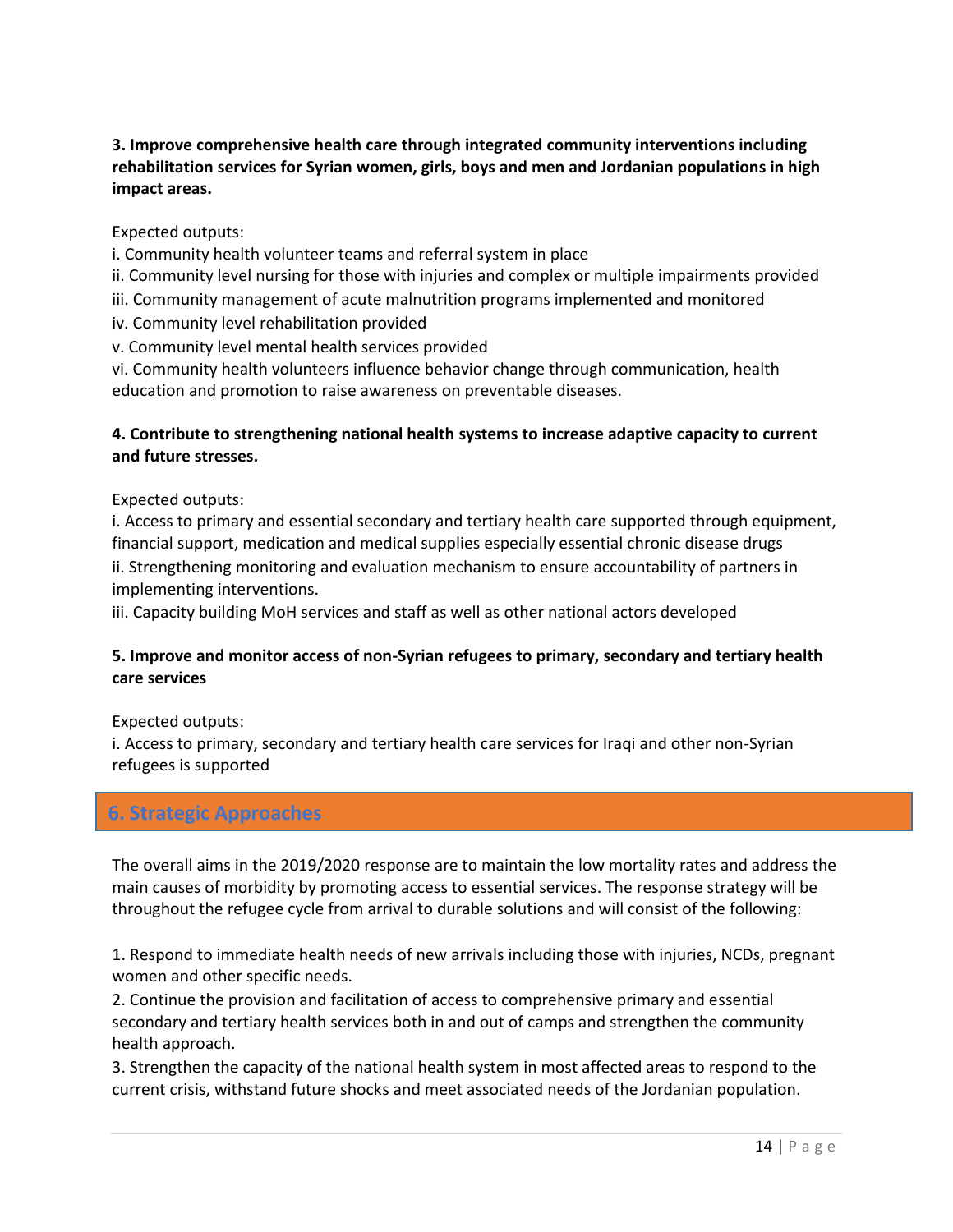**3. Improve comprehensive health care through integrated community interventions including rehabilitation services for Syrian women, girls, boys and men and Jordanian populations in high impact areas.**

Expected outputs:

i. Community health volunteer teams and referral system in place
ii. Community level nursing for those with injuries and complex or multiple impairments provided
iii. Community management of acute malnutrition programs implemented and monitored
iv. Community level rehabilitation provided
v. Community level mental health services provided
vi. Community health volunteers influence behavior change through communication, health education and promotion to raise awareness on preventable diseases.

**4. Contribute to strengthening national health systems to increase adaptive capacity to current and future stresses.**

Expected outputs:

i. Access to primary and essential secondary and tertiary health care supported through equipment, financial support, medication and medical supplies especially essential chronic disease drugs
ii. Strengthening monitoring and evaluation mechanism to ensure accountability of partners in implementing interventions.
iii. Capacity building MoH services and staff as well as other national actors developed

**5. Improve and monitor access of non-Syrian refugees to primary, secondary and tertiary health care services**

Expected outputs:

i. Access to primary, secondary and tertiary health care services for Iraqi and other non-Syrian refugees is supported

## 6. Strategic Approaches

The overall aims in the 2019/2020 response are to maintain the low mortality rates and address the main causes of morbidity by promoting access to essential services. The response strategy will be throughout the refugee cycle from arrival to durable solutions and will consist of the following:

1. Respond to immediate health needs of new arrivals including those with injuries, NCDs, pregnant women and other specific needs.
2. Continue the provision and facilitation of access to comprehensive primary and essential secondary and tertiary health services both in and out of camps and strengthen the community health approach.
3. Strengthen the capacity of the national health system in most affected areas to respond to the current crisis, withstand future shocks and meet associated needs of the Jordanian population.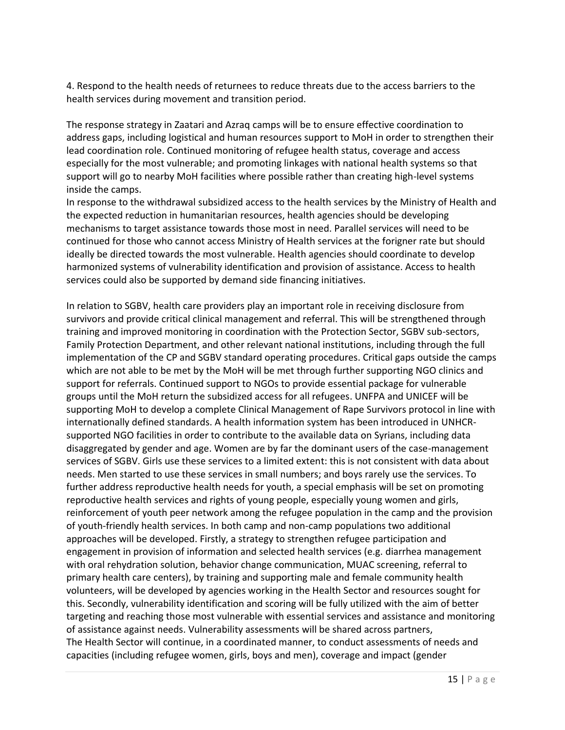4. Respond to the health needs of returnees to reduce threats due to the access barriers to the health services during movement and transition period.

The response strategy in Zaatari and Azraq camps will be to ensure effective coordination to address gaps, including logistical and human resources support to MoH in order to strengthen their lead coordination role. Continued monitoring of refugee health status, coverage and access especially for the most vulnerable; and promoting linkages with national health systems so that support will go to nearby MoH facilities where possible rather than creating high-level systems inside the camps.
In response to the withdrawal subsidized access to the health services by the Ministry of Health and the expected reduction in humanitarian resources, health agencies should be developing mechanisms to target assistance towards those most in need. Parallel services will need to be continued for those who cannot access Ministry of Health services at the forigner rate but should ideally be directed towards the most vulnerable. Health agencies should coordinate to develop harmonized systems of vulnerability identification and provision of assistance. Access to health services could also be supported by demand side financing initiatives.

In relation to SGBV, health care providers play an important role in receiving disclosure from survivors and provide critical clinical management and referral. This will be strengthened through training and improved monitoring in coordination with the Protection Sector, SGBV sub-sectors, Family Protection Department, and other relevant national institutions, including through the full implementation of the CP and SGBV standard operating procedures. Critical gaps outside the camps which are not able to be met by the MoH will be met through further supporting NGO clinics and support for referrals. Continued support to NGOs to provide essential package for vulnerable groups until the MoH return the subsidized access for all refugees. UNFPA and UNICEF will be supporting MoH to develop a complete Clinical Management of Rape Survivors protocol in line with internationally defined standards. A health information system has been introduced in UNHCR-supported NGO facilities in order to contribute to the available data on Syrians, including data disaggregated by gender and age. Women are by far the dominant users of the case-management services of SGBV. Girls use these services to a limited extent: this is not consistent with data about needs. Men started to use these services in small numbers; and boys rarely use the services. To further address reproductive health needs for youth, a special emphasis will be set on promoting reproductive health services and rights of young people, especially young women and girls, reinforcement of youth peer network among the refugee population in the camp and the provision of youth-friendly health services. In both camp and non-camp populations two additional approaches will be developed. Firstly, a strategy to strengthen refugee participation and engagement in provision of information and selected health services (e.g. diarrhea management with oral rehydration solution, behavior change communication, MUAC screening, referral to primary health care centers), by training and supporting male and female community health volunteers, will be developed by agencies working in the Health Sector and resources sought for this. Secondly, vulnerability identification and scoring will be fully utilized with the aim of better targeting and reaching those most vulnerable with essential services and assistance and monitoring of assistance against needs. Vulnerability assessments will be shared across partners,
The Health Sector will continue, in a coordinated manner, to conduct assessments of needs and capacities (including refugee women, girls, boys and men), coverage and impact (gender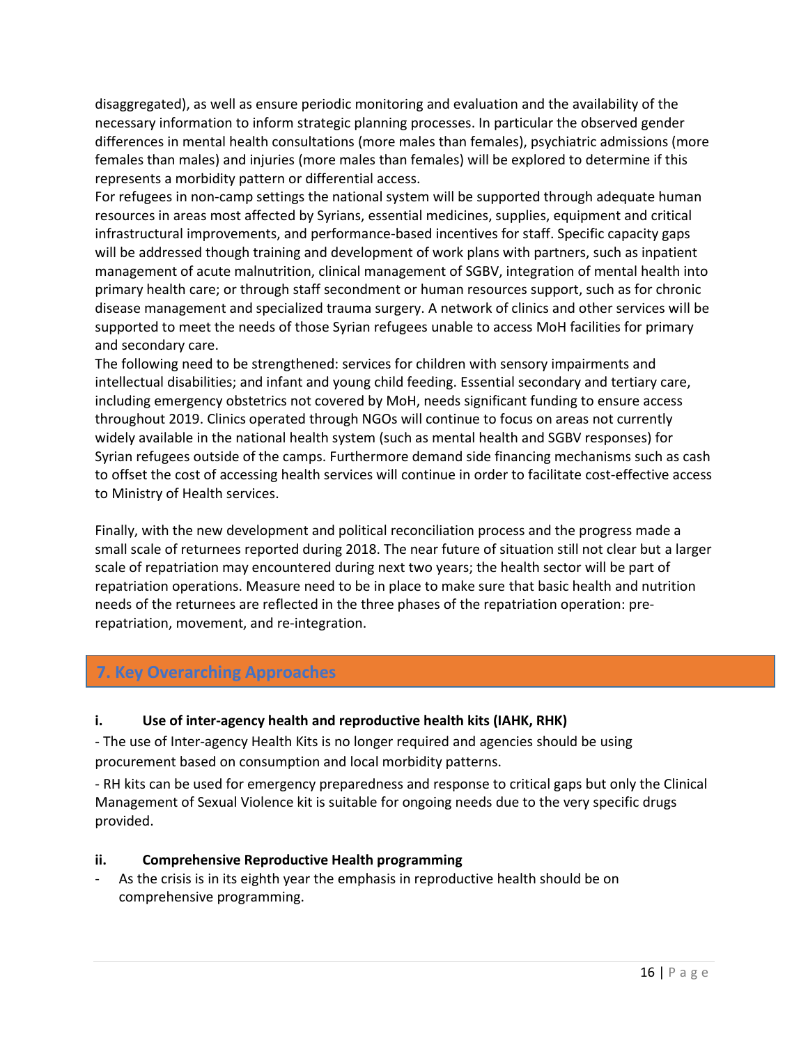disaggregated), as well as ensure periodic monitoring and evaluation and the availability of the necessary information to inform strategic planning processes. In particular the observed gender differences in mental health consultations (more males than females), psychiatric admissions (more females than males) and injuries (more males than females) will be explored to determine if this represents a morbidity pattern or differential access.

For refugees in non-camp settings the national system will be supported through adequate human resources in areas most affected by Syrians, essential medicines, supplies, equipment and critical infrastructural improvements, and performance-based incentives for staff. Specific capacity gaps will be addressed though training and development of work plans with partners, such as inpatient management of acute malnutrition, clinical management of SGBV, integration of mental health into primary health care; or through staff secondment or human resources support, such as for chronic disease management and specialized trauma surgery. A network of clinics and other services will be supported to meet the needs of those Syrian refugees unable to access MoH facilities for primary and secondary care.

The following need to be strengthened: services for children with sensory impairments and intellectual disabilities; and infant and young child feeding. Essential secondary and tertiary care, including emergency obstetrics not covered by MoH, needs significant funding to ensure access throughout 2019. Clinics operated through NGOs will continue to focus on areas not currently widely available in the national health system (such as mental health and SGBV responses) for Syrian refugees outside of the camps. Furthermore demand side financing mechanisms such as cash to offset the cost of accessing health services will continue in order to facilitate cost-effective access to Ministry of Health services.

Finally, with the new development and political reconciliation process and the progress made a small scale of returnees reported during 2018. The near future of situation still not clear but a larger scale of repatriation may encountered during next two years; the health sector will be part of repatriation operations. Measure need to be in place to make sure that basic health and nutrition needs of the returnees are reflected in the three phases of the repatriation operation: pre-repatriation, movement, and re-integration.

## 7. Key Overarching Approaches

**i. Use of inter-agency health and reproductive health kits (IAHK, RHK)**

- The use of Inter-agency Health Kits is no longer required and agencies should be using procurement based on consumption and local morbidity patterns.

- RH kits can be used for emergency preparedness and response to critical gaps but only the Clinical Management of Sexual Violence kit is suitable for ongoing needs due to the very specific drugs provided.

**ii. Comprehensive Reproductive Health programming**

- As the crisis is in its eighth year the emphasis in reproductive health should be on comprehensive programming.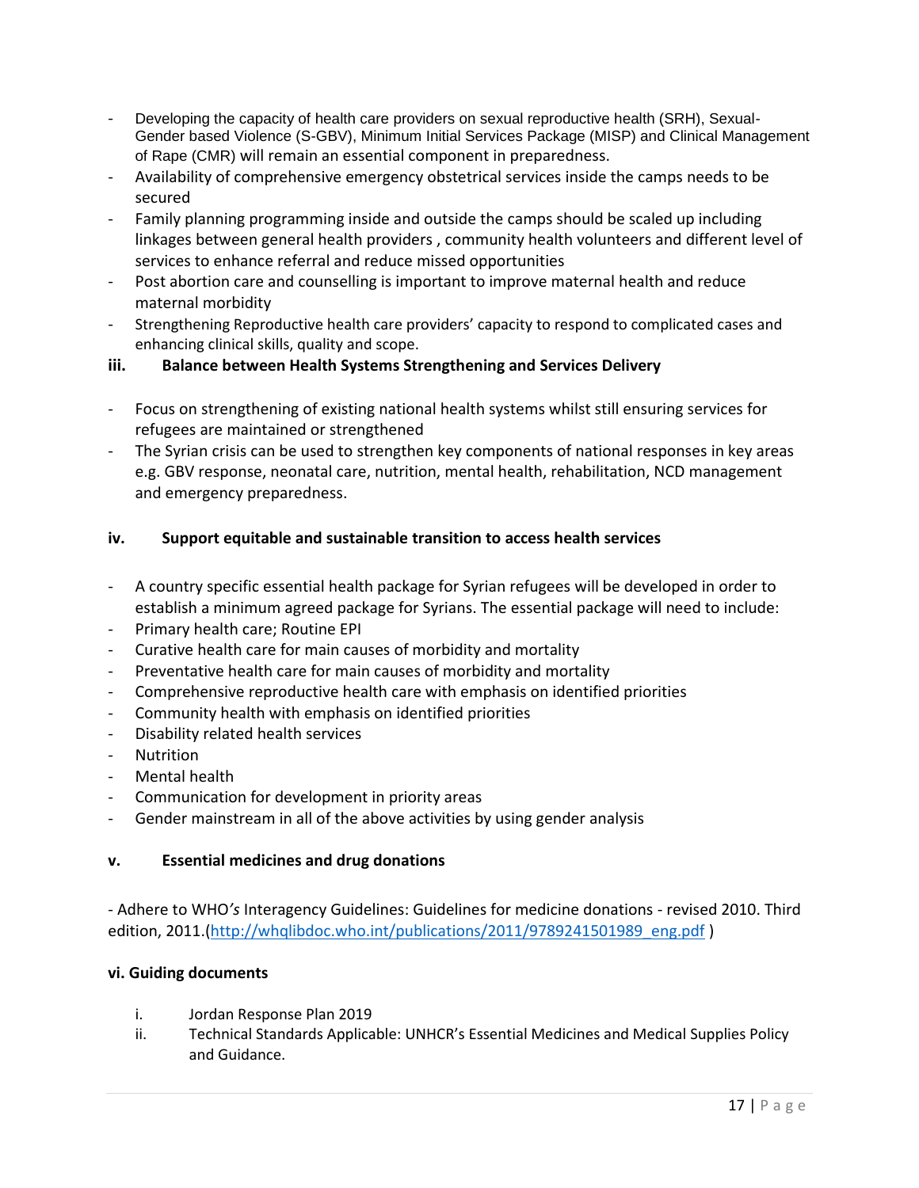- Developing the capacity of health care providers on sexual reproductive health (SRH), Sexual-Gender based Violence (S-GBV), Minimum Initial Services Package (MISP) and Clinical Management of Rape (CMR) will remain an essential component in preparedness.
- Availability of comprehensive emergency obstetrical services inside the camps needs to be secured
- Family planning programming inside and outside the camps should be scaled up including linkages between general health providers , community health volunteers and different level of services to enhance referral and reduce missed opportunities
- Post abortion care and counselling is important to improve maternal health and reduce maternal morbidity
- Strengthening Reproductive health care providers' capacity to respond to complicated cases and enhancing clinical skills, quality and scope.

### iii. Balance between Health Systems Strengthening and Services Delivery

- Focus on strengthening of existing national health systems whilst still ensuring services for refugees are maintained or strengthened
- The Syrian crisis can be used to strengthen key components of national responses in key areas e.g. GBV response, neonatal care, nutrition, mental health, rehabilitation, NCD management and emergency preparedness.

### iv. Support equitable and sustainable transition to access health services

- A country specific essential health package for Syrian refugees will be developed in order to establish a minimum agreed package for Syrians. The essential package will need to include:
- Primary health care; Routine EPI
- Curative health care for main causes of morbidity and mortality
- Preventative health care for main causes of morbidity and mortality
- Comprehensive reproductive health care with emphasis on identified priorities
- Community health with emphasis on identified priorities
- Disability related health services
- Nutrition
- Mental health
- Communication for development in priority areas
- Gender mainstream in all of the above activities by using gender analysis

### v. Essential medicines and drug donations

- Adhere to WHO*'s* Interagency Guidelines: Guidelines for medicine donations - revised 2010. Third edition, 2011.(http://whqlibdoc.who.int/publications/2011/9789241501989_eng.pdf )

### vi. Guiding documents

i. Jordan Response Plan 2019

ii. Technical Standards Applicable: UNHCR's Essential Medicines and Medical Supplies Policy and Guidance.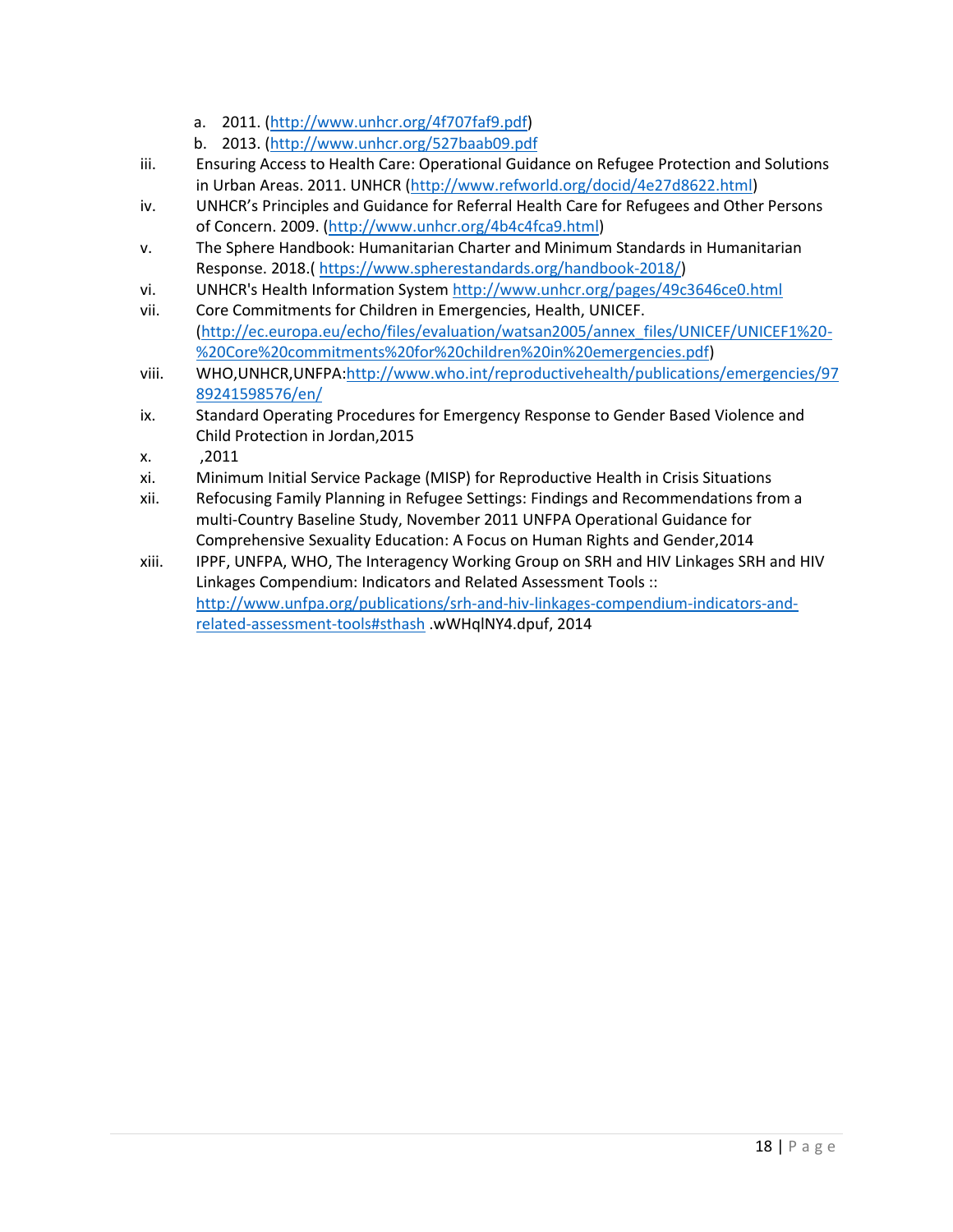a. 2011. (http://www.unhcr.org/4f707faf9.pdf)
   b. 2013. (http://www.unhcr.org/527baab09.pdf

iii. Ensuring Access to Health Care: Operational Guidance on Refugee Protection and Solutions in Urban Areas. 2011. UNHCR (http://www.refworld.org/docid/4e27d8622.html)

iv. UNHCR's Principles and Guidance for Referral Health Care for Refugees and Other Persons of Concern. 2009. (http://www.unhcr.org/4b4c4fca9.html)

v. The Sphere Handbook: Humanitarian Charter and Minimum Standards in Humanitarian Response. 2018.( https://www.spherestandards.org/handbook-2018/)

vi. UNHCR's Health Information System http://www.unhcr.org/pages/49c3646ce0.html

vii. Core Commitments for Children in Emergencies, Health, UNICEF. (http://ec.europa.eu/echo/files/evaluation/watsan2005/annex_files/UNICEF/UNICEF1%20-%20Core%20commitments%20for%20children%20in%20emergencies.pdf)

viii. WHO,UNHCR,UNFPA:http://www.who.int/reproductivehealth/publications/emergencies/9789241598576/en/

ix. Standard Operating Procedures for Emergency Response to Gender Based Violence and Child Protection in Jordan,2015

x. ,2011

xi. Minimum Initial Service Package (MISP) for Reproductive Health in Crisis Situations

xii. Refocusing Family Planning in Refugee Settings: Findings and Recommendations from a multi-Country Baseline Study, November 2011 UNFPA Operational Guidance for Comprehensive Sexuality Education: A Focus on Human Rights and Gender,2014

xiii. IPPF, UNFPA, WHO, The Interagency Working Group on SRH and HIV Linkages SRH and HIV Linkages Compendium: Indicators and Related Assessment Tools :: http://www.unfpa.org/publications/srh-and-hiv-linkages-compendium-indicators-and-related-assessment-tools#sthash .wWHqlNY4.dpuf, 2014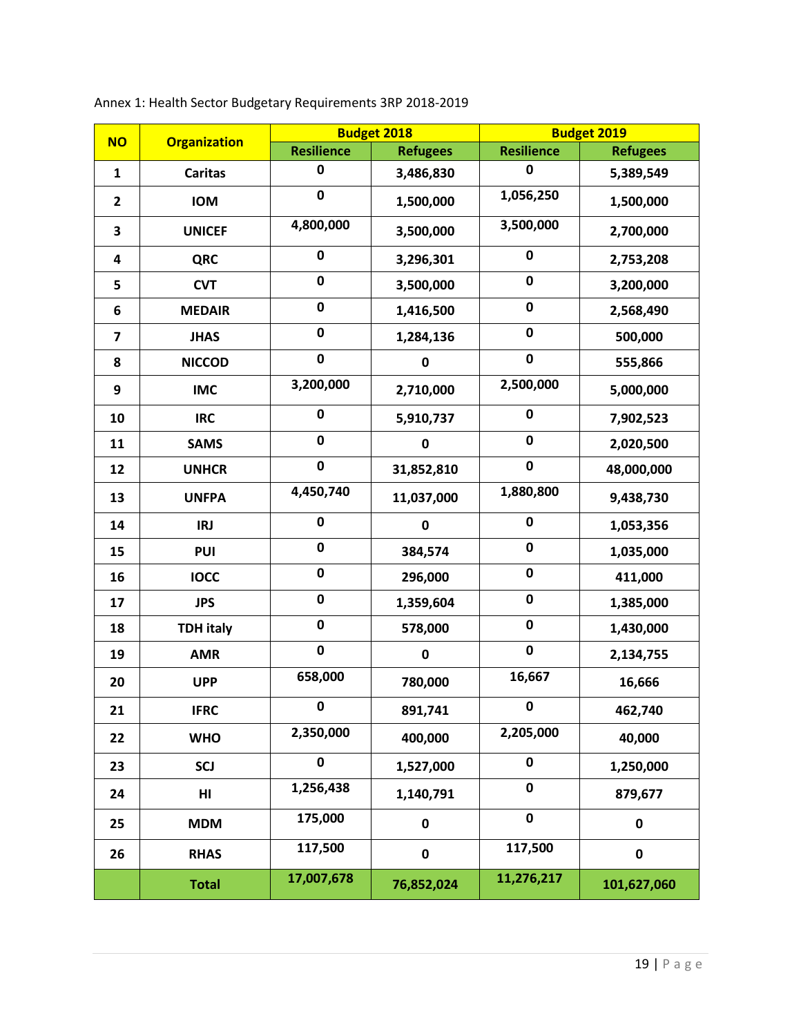Annex 1: Health Sector Budgetary Requirements 3RP 2018-2019

| NO | Organization | Budget 2018 | | Budget 2019 | |
|---|---|---|---|---|---|
| | | Resilience | Refugees | Resilience | Refugees |
| 1 | Caritas | 0 | 3,486,830 | 0 | 5,389,549 |
| 2 | IOM | 0 | 1,500,000 | 1,056,250 | 1,500,000 |
| 3 | UNICEF | 4,800,000 | 3,500,000 | 3,500,000 | 2,700,000 |
| 4 | QRC | 0 | 3,296,301 | 0 | 2,753,208 |
| 5 | CVT | 0 | 3,500,000 | 0 | 3,200,000 |
| 6 | MEDAIR | 0 | 1,416,500 | 0 | 2,568,490 |
| 7 | JHAS | 0 | 1,284,136 | 0 | 500,000 |
| 8 | NICCOD | 0 | 0 | 0 | 555,866 |
| 9 | IMC | 3,200,000 | 2,710,000 | 2,500,000 | 5,000,000 |
| 10 | IRC | 0 | 5,910,737 | 0 | 7,902,523 |
| 11 | SAMS | 0 | 0 | 0 | 2,020,500 |
| 12 | UNHCR | 0 | 31,852,810 | 0 | 48,000,000 |
| 13 | UNFPA | 4,450,740 | 11,037,000 | 1,880,800 | 9,438,730 |
| 14 | IRJ | 0 | 0 | 0 | 1,053,356 |
| 15 | PUI | 0 | 384,574 | 0 | 1,035,000 |
| 16 | IOCC | 0 | 296,000 | 0 | 411,000 |
| 17 | JPS | 0 | 1,359,604 | 0 | 1,385,000 |
| 18 | TDH italy | 0 | 578,000 | 0 | 1,430,000 |
| 19 | AMR | 0 | 0 | 0 | 2,134,755 |
| 20 | UPP | 658,000 | 780,000 | 16,667 | 16,666 |
| 21 | IFRC | 0 | 891,741 | 0 | 462,740 |
| 22 | WHO | 2,350,000 | 400,000 | 2,205,000 | 40,000 |
| 23 | SCJ | 0 | 1,527,000 | 0 | 1,250,000 |
| 24 | HI | 1,256,438 | 1,140,791 | 0 | 879,677 |
| 25 | MDM | 175,000 | 0 | 0 | 0 |
| 26 | RHAS | 117,500 | 0 | 117,500 | 0 |
| | Total | 17,007,678 | 76,852,024 | 11,276,217 | 101,627,060 |